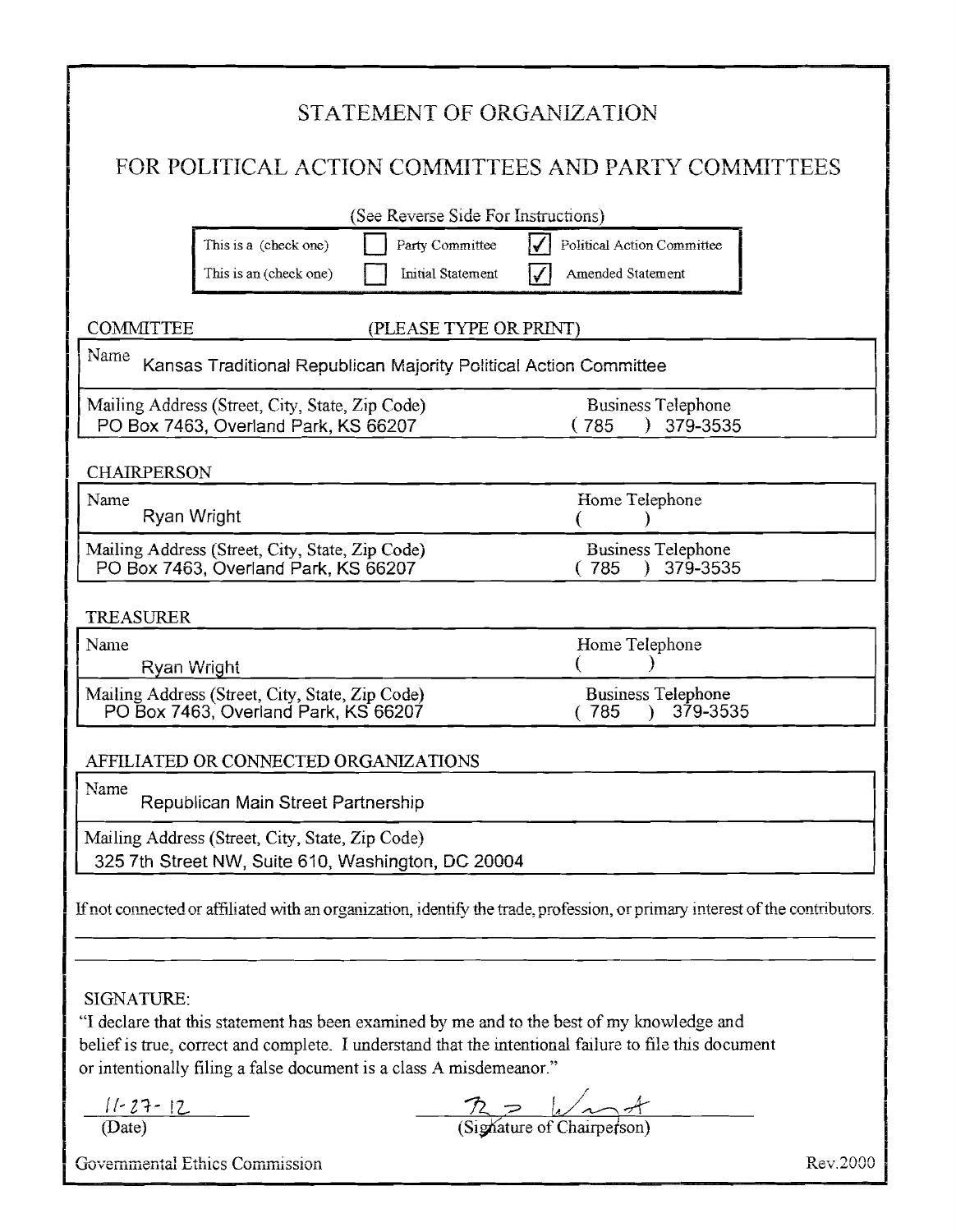# STATEMENT OF ORGANIZATION

## FOR POLITICAL ACTION COMMITTEES AND PARTY COMMITTEES

(See Reverse Side For Instructions)

| | | |
|---|---|---|
| This is a (check one) | ☐ Party Committee | ☑ Political Action Committee |
| This is an (check one) | ☐ Initial Statement | ☑ Amended Statement |

**COMMITTEE** (PLEASE TYPE OR PRINT)

| | |
|---|---|
| Name: Kansas Traditional Republican Majority Political Action Committee | |
| Mailing Address (Street, City, State, Zip Code): PO Box 7463, Overland Park, KS 66207 | Business Telephone: (785) 379-3535 |

**CHAIRPERSON**

| | |
|---|---|
| Name: Ryan Wright | Home Telephone: ( ) |
| Mailing Address (Street, City, State, Zip Code): PO Box 7463, Overland Park, KS 66207 | Business Telephone: (785) 379-3535 |

**TREASURER**

| | |
|---|---|
| Name: Ryan Wright | Home Telephone: ( ) |
| Mailing Address (Street, City, State, Zip Code): PO Box 7463, Overland Park, KS 66207 | Business Telephone: (785) 379-3535 |

**AFFILIATED OR CONNECTED ORGANIZATIONS**

| |
|---|
| Name: Republican Main Street Partnership |
| Mailing Address (Street, City, State, Zip Code): 325 7th Street NW, Suite 610, Washington, DC 20004 |

If not connected or affiliated with an organization, identify the trade, profession, or primary interest of the contributors.

SIGNATURE:

"I declare that this statement has been examined by me and to the best of my knowledge and belief is true, correct and complete. I understand that the intentional failure to file this document or intentionally filing a false document is a class A misdemeanor."

11-27-12
(Date)

R. Wright
(Signature of Chairperson)

Governmental Ethics Commission — Rev.2000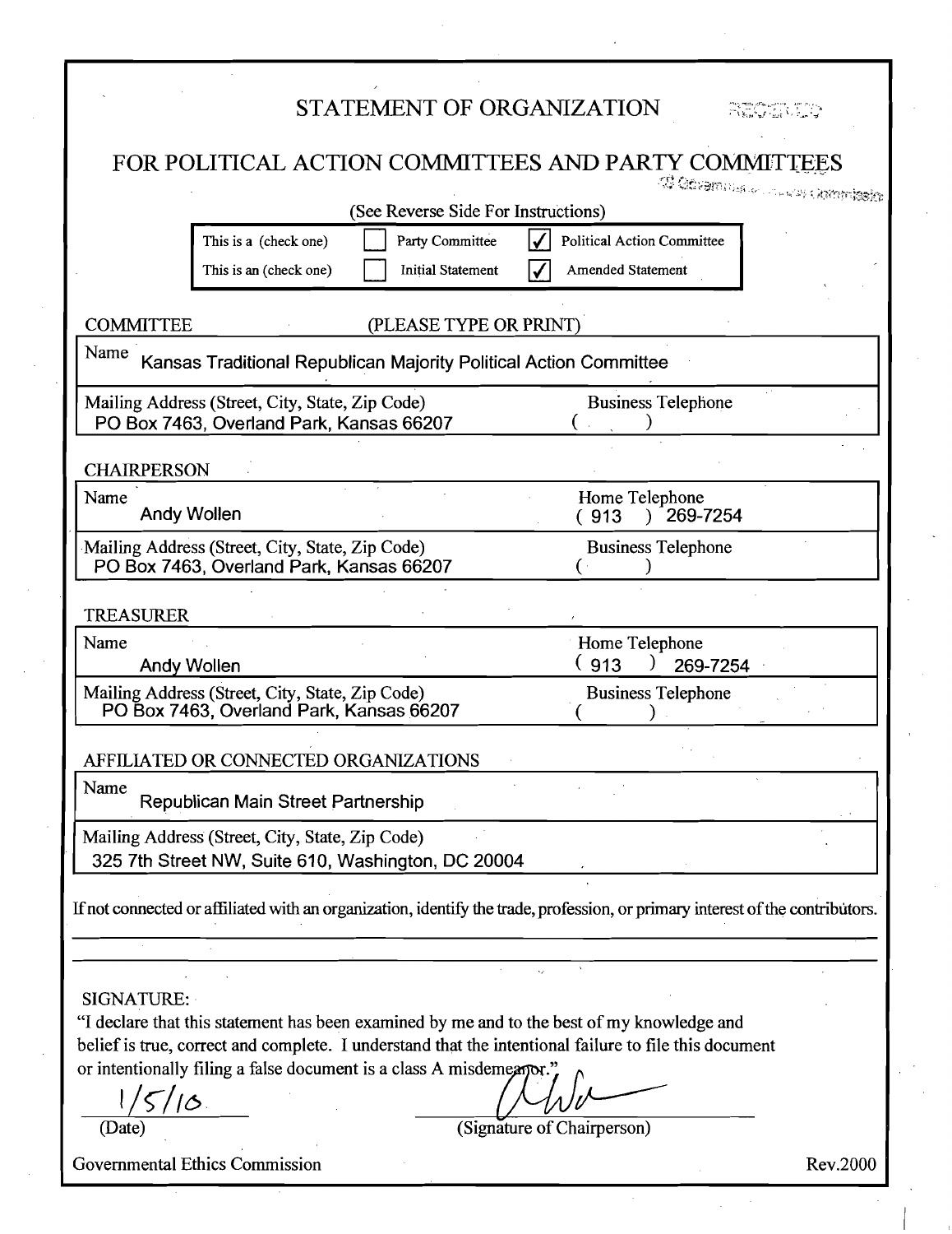# STATEMENT OF ORGANIZATION

## FOR POLITICAL ACTION COMMITTEES AND PARTY COMMITTEES

(See Reverse Side For Instructions)

| | | |
|---|---|---|
| This is a (check one) | ☐ Party Committee | ☑ Political Action Committee |
| This is an (check one) | ☐ Initial Statement | ☑ Amended Statement |

**COMMITTEE** (PLEASE TYPE OR PRINT)

Name: Kansas Traditional Republican Majority Political Action Committee

Mailing Address (Street, City, State, Zip Code): PO Box 7463, Overland Park, Kansas 66207

Business Telephone: ( )

**CHAIRPERSON**

Name: Andy Wollen

Home Telephone: (913) 269-7254

Mailing Address (Street, City, State, Zip Code): PO Box 7463, Overland Park, Kansas 66207

Business Telephone: ( )

**TREASURER**

Name: Andy Wollen

Home Telephone: (913) 269-7254

Mailing Address (Street, City, State, Zip Code): PO Box 7463, Overland Park, Kansas 66207

Business Telephone: ( )

**AFFILIATED OR CONNECTED ORGANIZATIONS**

Name: Republican Main Street Partnership

Mailing Address (Street, City, State, Zip Code): 325 7th Street NW, Suite 610, Washington, DC 20004

If not connected or affiliated with an organization, identify the trade, profession, or primary interest of the contributors.

SIGNATURE:

"I declare that this statement has been examined by me and to the best of my knowledge and belief is true, correct and complete. I understand that the intentional failure to file this document or intentionally filing a false document is a class A misdemeanor."

1/5/10
(Date)

(Signature of Chairperson)

Governmental Ethics Commission

Rev.2000